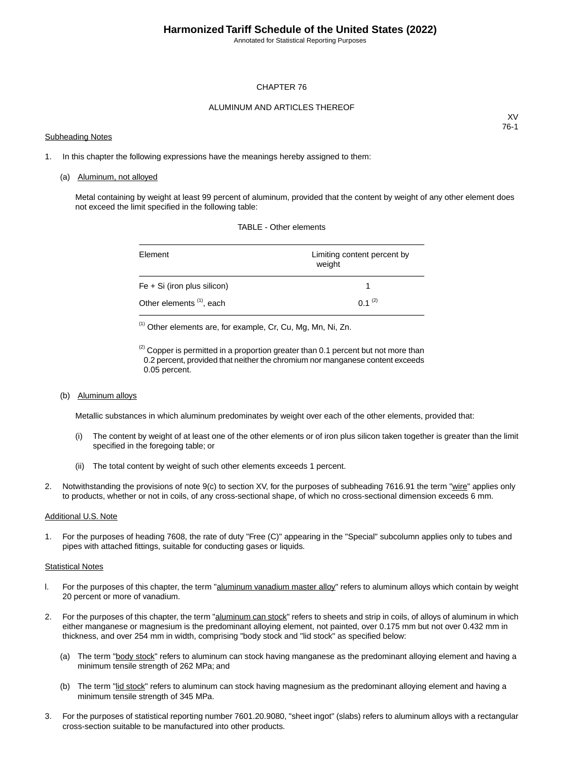# CHAPTER 76

## ALUMINUM AND ARTICLES THEREOF

XV
76-1

Subheading Notes

1. In this chapter the following expressions have the meanings hereby assigned to them:

   (a) Aluminum, not alloyed

   Metal containing by weight at least 99 percent of aluminum, provided that the content by weight of any other element does not exceed the limit specified in the following table:

   TABLE - Other elements

   | Element | Limiting content percent by weight |
   |---|---|
   | Fe + Si (iron plus silicon) | 1 |
   | Other elements [1], each | 0.1 [2] |

   [1] Other elements are, for example, Cr, Cu, Mg, Mn, Ni, Zn.

   [2] Copper is permitted in a proportion greater than 0.1 percent but not more than 0.2 percent, provided that neither the chromium nor manganese content exceeds 0.05 percent.

   (b) Aluminum alloys

   Metallic substances in which aluminum predominates by weight over each of the other elements, provided that:

   (i) The content by weight of at least one of the other elements or of iron plus silicon taken together is greater than the limit specified in the foregoing table; or

   (ii) The total content by weight of such other elements exceeds 1 percent.

2. Notwithstanding the provisions of note 9(c) to section XV, for the purposes of subheading 7616.91 the term "wire" applies only to products, whether or not in coils, of any cross-sectional shape, of which no cross-sectional dimension exceeds 6 mm.

Additional U.S. Note

1. For the purposes of heading 7608, the rate of duty "Free (C)" appearing in the "Special" subcolumn applies only to tubes and pipes with attached fittings, suitable for conducting gases or liquids.

Statistical Notes

l. For the purposes of this chapter, the term "aluminum vanadium master alloy" refers to aluminum alloys which contain by weight 20 percent or more of vanadium.

2. For the purposes of this chapter, the term "aluminum can stock" refers to sheets and strip in coils, of alloys of aluminum in which either manganese or magnesium is the predominant alloying element, not painted, over 0.175 mm but not over 0.432 mm in thickness, and over 254 mm in width, comprising "body stock and "lid stock" as specified below:

   (a) The term "body stock" refers to aluminum can stock having manganese as the predominant alloying element and having a minimum tensile strength of 262 MPa; and

   (b) The term "lid stock" refers to aluminum can stock having magnesium as the predominant alloying element and having a minimum tensile strength of 345 MPa.

3. For the purposes of statistical reporting number 7601.20.9080, "sheet ingot" (slabs) refers to aluminum alloys with a rectangular cross-section suitable to be manufactured into other products.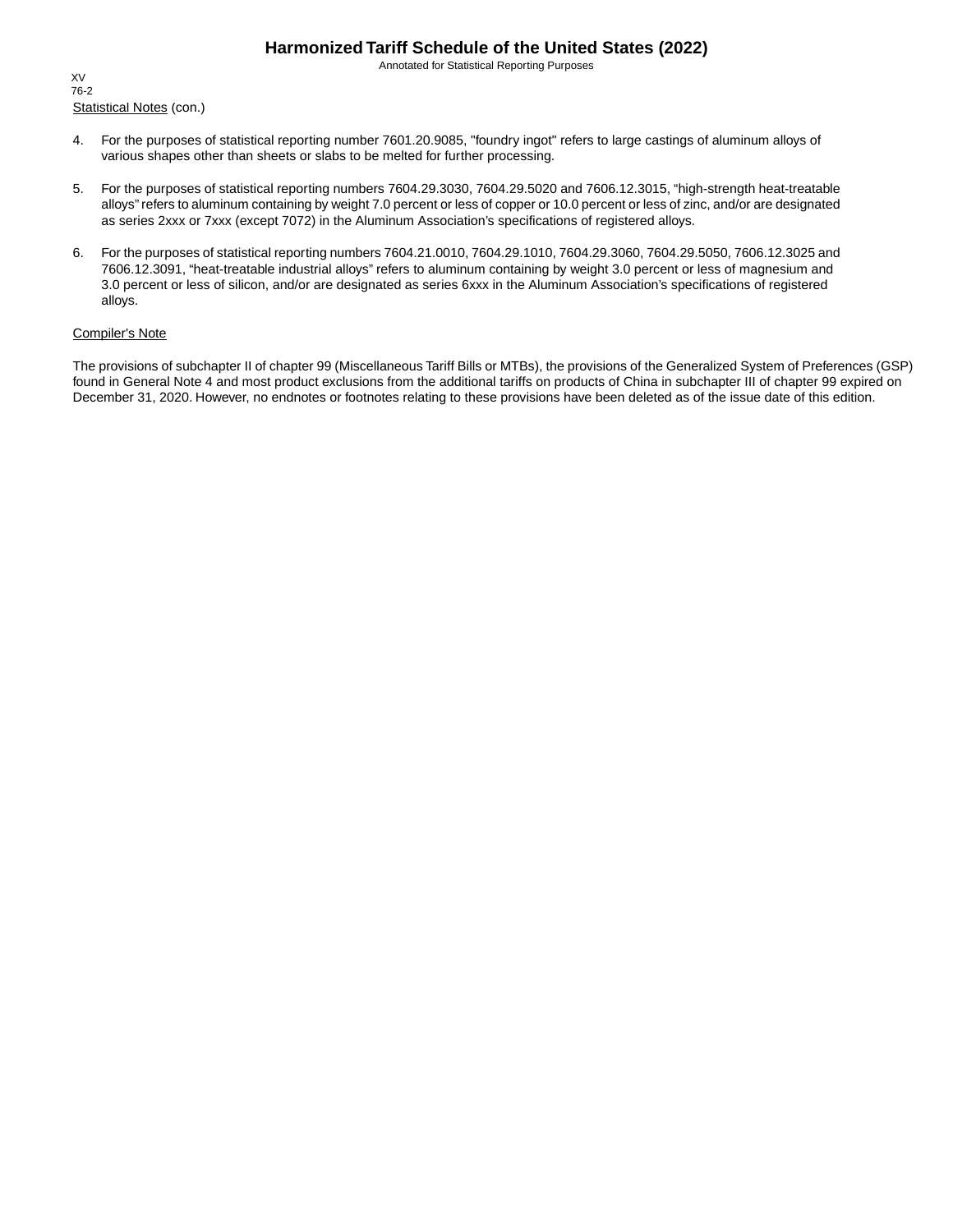Statistical Notes (con.)

4. For the purposes of statistical reporting number 7601.20.9085, "foundry ingot" refers to large castings of aluminum alloys of various shapes other than sheets or slabs to be melted for further processing.

5. For the purposes of statistical reporting numbers 7604.29.3030, 7604.29.5020 and 7606.12.3015, “high-strength heat-treatable alloys” refers to aluminum containing by weight 7.0 percent or less of copper or 10.0 percent or less of zinc, and/or are designated as series 2xxx or 7xxx (except 7072) in the Aluminum Association’s specifications of registered alloys.

6. For the purposes of statistical reporting numbers 7604.21.0010, 7604.29.1010, 7604.29.3060, 7604.29.5050, 7606.12.3025 and 7606.12.3091, “heat-treatable industrial alloys” refers to aluminum containing by weight 3.0 percent or less of magnesium and 3.0 percent or less of silicon, and/or are designated as series 6xxx in the Aluminum Association’s specifications of registered alloys.

Compiler's Note

The provisions of subchapter II of chapter 99 (Miscellaneous Tariff Bills or MTBs), the provisions of the Generalized System of Preferences (GSP) found in General Note 4 and most product exclusions from the additional tariffs on products of China in subchapter III of chapter 99 expired on December 31, 2020. However, no endnotes or footnotes relating to these provisions have been deleted as of the issue date of this edition.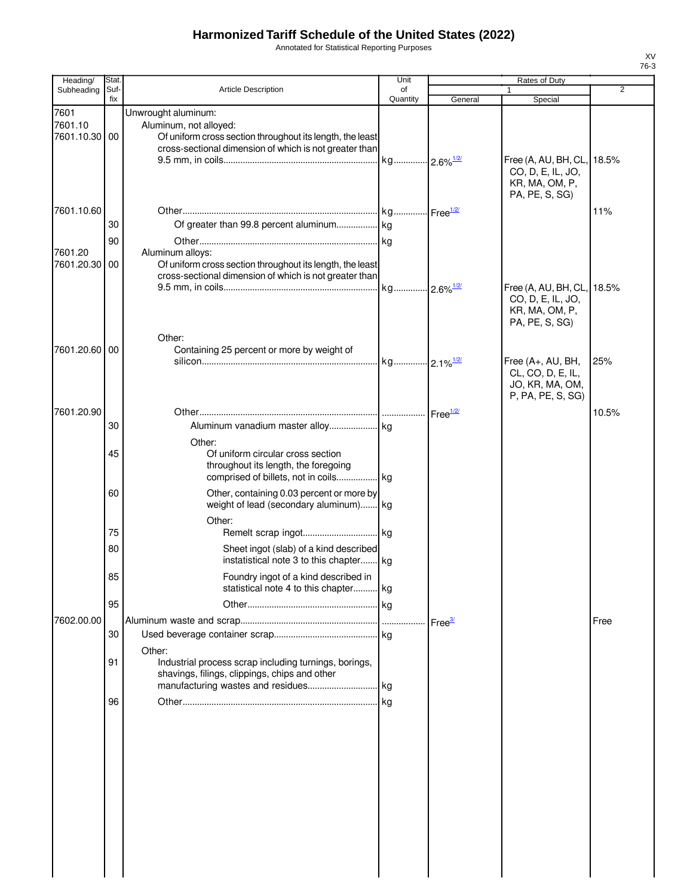# Harmonized Tariff Schedule of the United States (2022)

Annotated for Statistical Reporting Purposes

XV
76-3

| Heading/ Subheading | Stat. Suf-fix | Article Description | Unit of Quantity | Rates of Duty 1 General | Rates of Duty 1 Special | Rates of Duty 2 |
|---|---|---|---|---|---|---|
| 7601 | | Unwrought aluminum: | | | | |
| 7601.10 | | Aluminum, not alloyed: | | | | |
| 7601.10.30 | 00 | Of uniform cross section throughout its length, the least cross-sectional dimension of which is not greater than 9.5 mm, in coils | kg | 2.6%[1/2/] | Free (A, AU, BH, CL, CO, D, E, IL, JO, KR, MA, OM, P, PA, PE, S, SG) | 18.5% |
| 7601.10.60 | | Other | kg | Free[1/2/] | | 11% |
| | 30 | Of greater than 99.8 percent aluminum | kg | | | |
| | 90 | Other | kg | | | |
| 7601.20 | | Aluminum alloys: | | | | |
| 7601.20.30 | 00 | Of uniform cross section throughout its length, the least cross-sectional dimension of which is not greater than 9.5 mm, in coils | kg | 2.6%[1/2/] | Free (A, AU, BH, CL, CO, D, E, IL, JO, KR, MA, OM, P, PA, PE, S, SG) | 18.5% |
| | | Other: | | | | |
| 7601.20.60 | 00 | Containing 25 percent or more by weight of silicon | kg | 2.1%[1/2/] | Free (A+, AU, BH, CL, CO, D, E, IL, JO, KR, MA, OM, P, PA, PE, S, SG) | 25% |
| 7601.20.90 | | Other | | Free[1/2/] | | 10.5% |
| | 30 | Aluminum vanadium master alloy | kg | | | |
| | | Other: | | | | |
| | 45 | Of uniform circular cross section throughout its length, the foregoing comprised of billets, not in coils | kg | | | |
| | 60 | Other, containing 0.03 percent or more by weight of lead (secondary aluminum) | kg | | | |
| | | Other: | | | | |
| | 75 | Remelt scrap ingot | kg | | | |
| | 80 | Sheet ingot (slab) of a kind described instatistical note 3 to this chapter | kg | | | |
| | 85 | Foundry ingot of a kind described in statistical note 4 to this chapter | kg | | | |
| | 95 | Other | kg | | | |
| 7602.00.00 | | Aluminum waste and scrap | | Free[3/] | | Free |
| | 30 | Used beverage container scrap | kg | | | |
| | | Other: | | | | |
| | 91 | Industrial process scrap including turnings, borings, shavings, filings, clippings, chips and other manufacturing wastes and residues | kg | | | |
| | 96 | Other | kg | | | |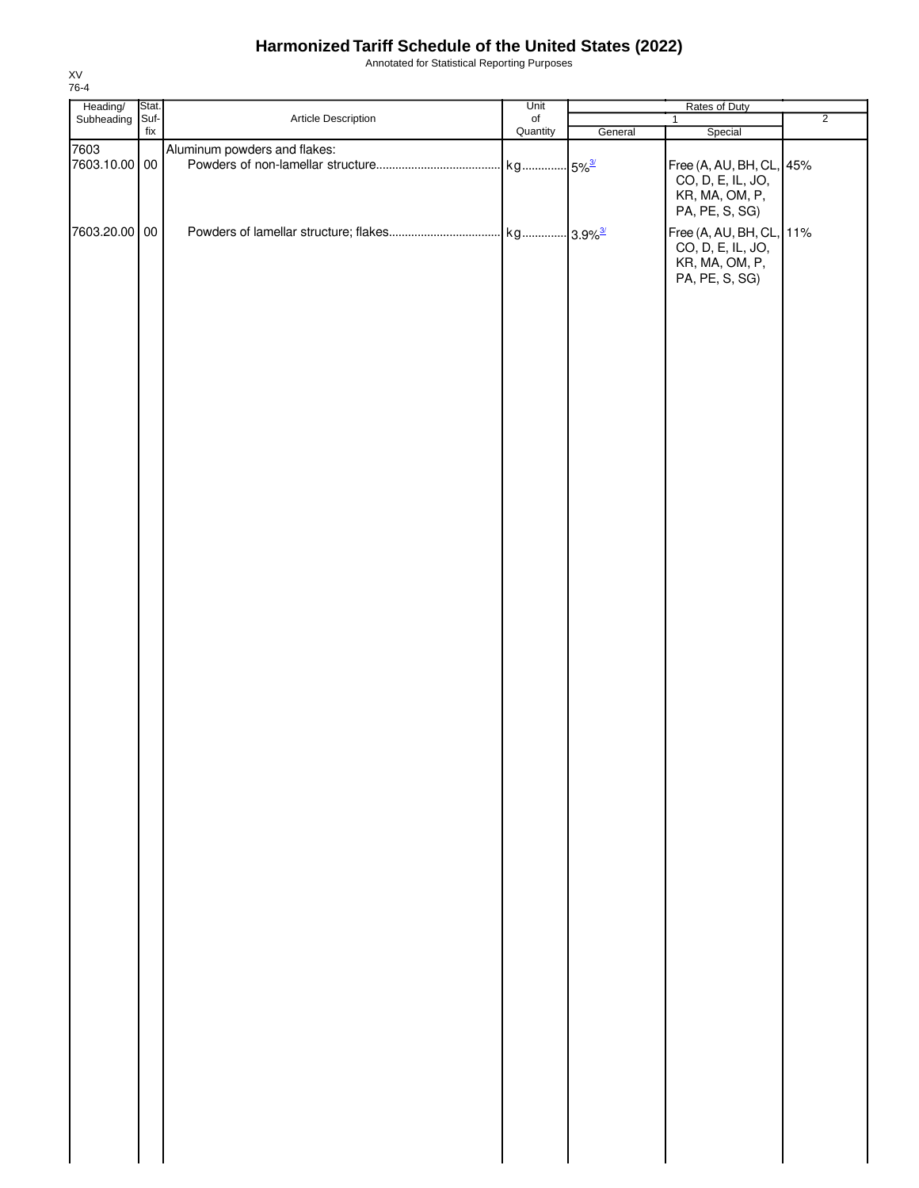# Harmonized Tariff Schedule of the United States (2022)

Annotated for Statistical Reporting Purposes

XV
76-4

| Heading/ Subheading | Stat. Suf- fix | Article Description | Unit of Quantity | Rates of Duty 1 General | Special | 2 |
|---|---|---|---|---|---|---|
| 7603 | | Aluminum powders and flakes: | | | | |
| 7603.10.00 | 00 | Powders of non-lamellar structure | kg | 5%[3/] | Free (A, AU, BH, CL, CO, D, E, IL, JO, KR, MA, OM, P, PA, PE, S, SG) | 45% |
| 7603.20.00 | 00 | Powders of lamellar structure; flakes | kg | 3.9%[3/] | Free (A, AU, BH, CL, CO, D, E, IL, JO, KR, MA, OM, P, PA, PE, S, SG) | 11% |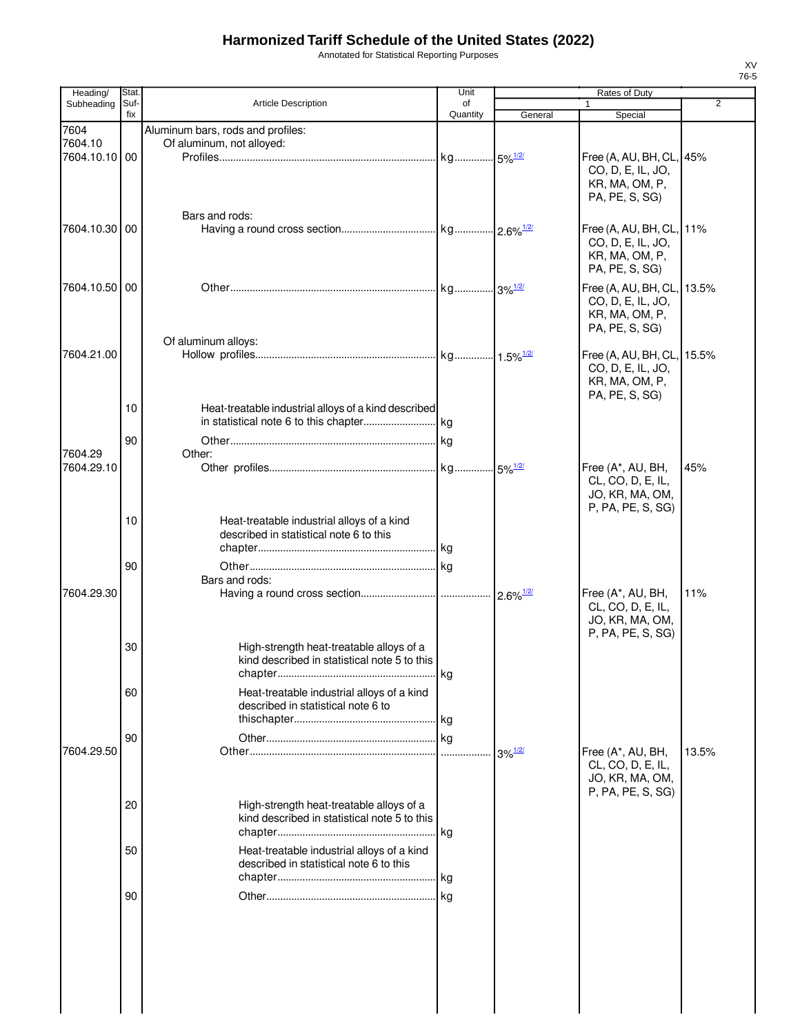# Harmonized Tariff Schedule of the United States (2022)

Annotated for Statistical Reporting Purposes

XV
76-5

| Heading/ Subheading | Stat. Suf- fix | Article Description | Unit of Quantity | Rates of Duty 1 General | Special | 2 |
|---|---|---|---|---|---|---|
| 7604 | | Aluminum bars, rods and profiles: | | | | |
| 7604.10 | | Of aluminum, not alloyed: | | | | |
| 7604.10.10 | 00 | Profiles | kg | 5% 1/2/ | Free (A, AU, BH, CL, CO, D, E, IL, JO, KR, MA, OM, P, PA, PE, S, SG) | 45% |
| | | Bars and rods: | | | | |
| 7604.10.30 | 00 | Having a round cross section | kg | 2.6% 1/2/ | Free (A, AU, BH, CL, CO, D, E, IL, JO, KR, MA, OM, P, PA, PE, S, SG) | 11% |
| 7604.10.50 | 00 | Other | kg | 3% 1/2/ | Free (A, AU, BH, CL, CO, D, E, IL, JO, KR, MA, OM, P, PA, PE, S, SG) | 13.5% |
| | | Of aluminum alloys: | | | | |
| 7604.21.00 | | Hollow profiles | kg | 1.5% 1/2/ | Free (A, AU, BH, CL, CO, D, E, IL, JO, KR, MA, OM, P, PA, PE, S, SG) | 15.5% |
| | 10 | Heat-treatable industrial alloys of a kind described in statistical note 6 to this chapter | kg | | | |
| | 90 | Other | kg | | | |
| 7604.29 | | Other: | | | | |
| 7604.29.10 | | Other profiles | kg | 5% 1/2/ | Free (A*, AU, BH, CL, CO, D, E, IL, JO, KR, MA, OM, P, PA, PE, S, SG) | 45% |
| | 10 | Heat-treatable industrial alloys of a kind described in statistical note 6 to this chapter | kg | | | |
| | 90 | Other | kg | | | |
| | | Bars and rods: | | | | |
| 7604.29.30 | | Having a round cross section | | 2.6% 1/2/ | Free (A*, AU, BH, CL, CO, D, E, IL, JO, KR, MA, OM, P, PA, PE, S, SG) | 11% |
| | 30 | High-strength heat-treatable alloys of a kind described in statistical note 5 to this chapter | kg | | | |
| | 60 | Heat-treatable industrial alloys of a kind described in statistical note 6 to thischapter | kg | | | |
| | 90 | Other | kg | | | |
| 7604.29.50 | | Other | | 3% 1/2/ | Free (A*, AU, BH, CL, CO, D, E, IL, JO, KR, MA, OM, P, PA, PE, S, SG) | 13.5% |
| | 20 | High-strength heat-treatable alloys of a kind described in statistical note 5 to this chapter | kg | | | |
| | 50 | Heat-treatable industrial alloys of a kind described in statistical note 6 to this chapter | kg | | | |
| | 90 | Other | kg | | | |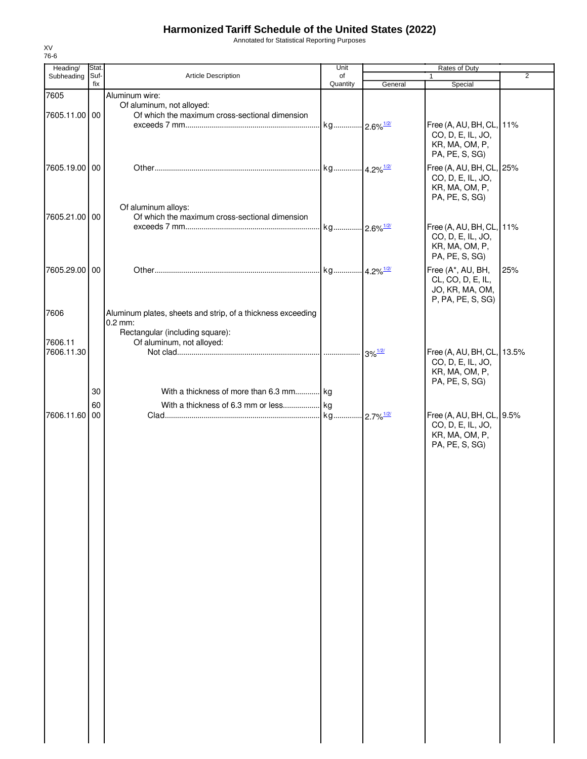# Harmonized Tariff Schedule of the United States (2022)

Annotated for Statistical Reporting Purposes

XV
76-6

| Heading/ Subheading | Stat. Suf-fix | Article Description | Unit of Quantity | Rates of Duty 1 General | Special | 2 |
|---|---|---|---|---|---|---|
| 7605 | | Aluminum wire: | | | | |
| | | Of aluminum, not alloyed: | | | | |
| 7605.11.00 | 00 | Of which the maximum cross-sectional dimension exceeds 7 mm | kg | 2.6% 1/2/ | Free (A, AU, BH, CL, CO, D, E, IL, JO, KR, MA, OM, P, PA, PE, S, SG) | 11% |
| 7605.19.00 | 00 | Other | kg | 4.2% 1/2/ | Free (A, AU, BH, CL, CO, D, E, IL, JO, KR, MA, OM, P, PA, PE, S, SG) | 25% |
| | | Of aluminum alloys: | | | | |
| 7605.21.00 | 00 | Of which the maximum cross-sectional dimension exceeds 7 mm | kg | 2.6% 1/2/ | Free (A, AU, BH, CL, CO, D, E, IL, JO, KR, MA, OM, P, PA, PE, S, SG) | 11% |
| 7605.29.00 | 00 | Other | kg | 4.2% 1/2/ | Free (A*, AU, BH, CL, CO, D, E, IL, JO, KR, MA, OM, P, PA, PE, S, SG) | 25% |
| 7606 | | Aluminum plates, sheets and strip, of a thickness exceeding 0.2 mm: | | | | |
| | | Rectangular (including square): | | | | |
| 7606.11 | | Of aluminum, not alloyed: | | | | |
| 7606.11.30 | | Not clad | | 3% 1/2/ | Free (A, AU, BH, CL, CO, D, E, IL, JO, KR, MA, OM, P, PA, PE, S, SG) | 13.5% |
| | 30 | With a thickness of more than 6.3 mm | kg | | | |
| | 60 | With a thickness of 6.3 mm or less | kg | | | |
| 7606.11.60 | 00 | Clad | kg | 2.7% 1/2/ | Free (A, AU, BH, CL, CO, D, E, IL, JO, KR, MA, OM, P, PA, PE, S, SG) | 9.5% |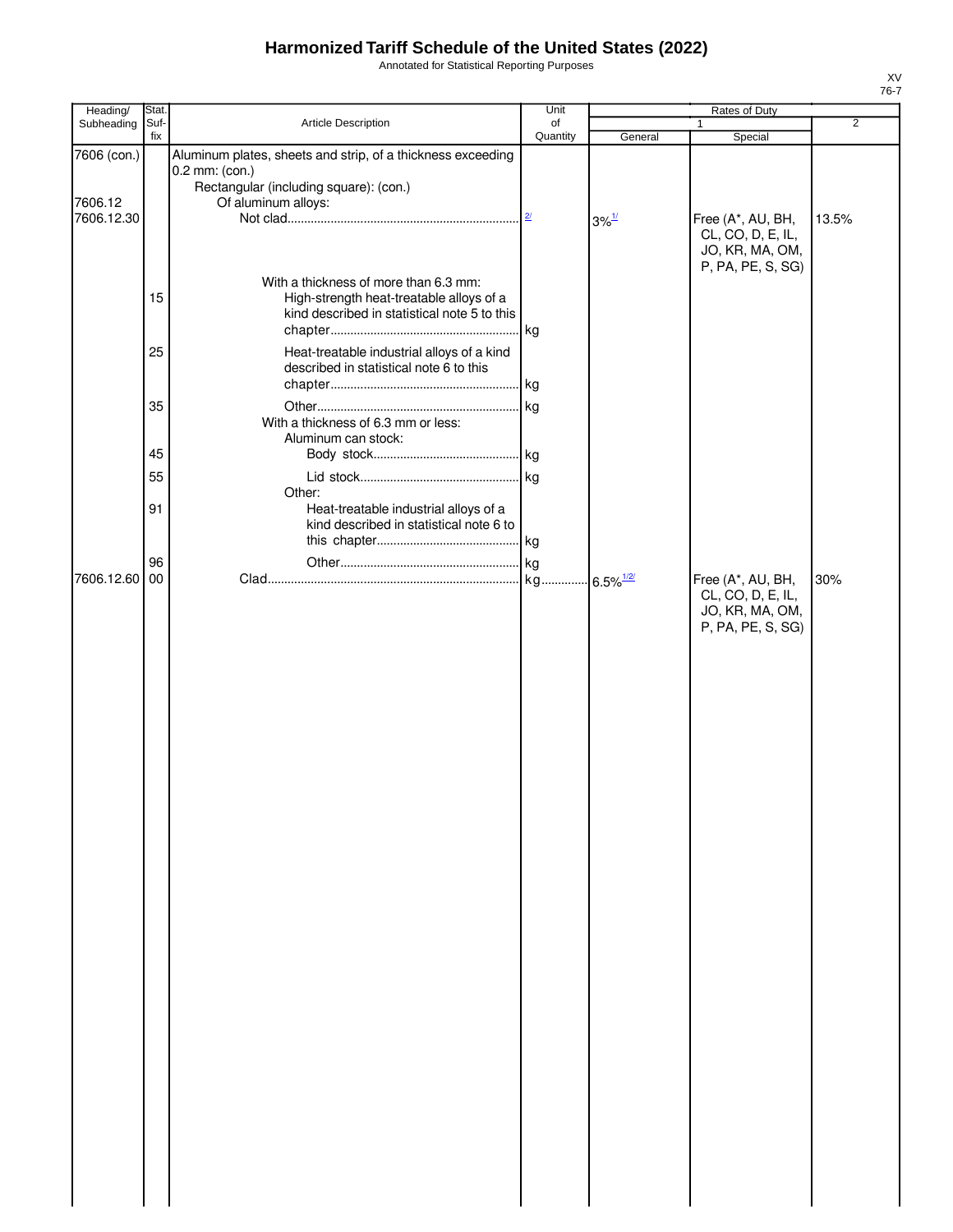# Harmonized Tariff Schedule of the United States (2022)

Annotated for Statistical Reporting Purposes

XV
76-7

| Heading/ Subheading | Stat. Suf- fix | Article Description | Unit of Quantity | Rates of Duty 1 General | Special | 2 |
|---|---|---|---|---|---|---|
| 7606 (con.) | | Aluminum plates, sheets and strip, of a thickness exceeding 0.2 mm: (con.) | | | | |
| | | Rectangular (including square): (con.) | | | | |
| 7606.12 | | Of aluminum alloys: | | | | |
| 7606.12.30 | | Not clad | [2] | 3%[1] | Free (A*, AU, BH, CL, CO, D, E, IL, JO, KR, MA, OM, P, PA, PE, S, SG) | 13.5% |
| | | With a thickness of more than 6.3 mm: | | | | |
| | 15 | High-strength heat-treatable alloys of a kind described in statistical note 5 to this chapter | kg | | | |
| | 25 | Heat-treatable industrial alloys of a kind described in statistical note 6 to this chapter | kg | | | |
| | 35 | Other | kg | | | |
| | | With a thickness of 6.3 mm or less: | | | | |
| | | Aluminum can stock: | | | | |
| | 45 | Body stock | kg | | | |
| | 55 | Lid stock | kg | | | |
| | | Other: | | | | |
| | 91 | Heat-treatable industrial alloys of a kind described in statistical note 6 to this chapter | kg | | | |
| | 96 | Other | kg | | | |
| 7606.12.60 | 00 | Clad | kg | 6.5%[1/2/] | Free (A*, AU, BH, CL, CO, D, E, IL, JO, KR, MA, OM, P, PA, PE, S, SG) | 30% |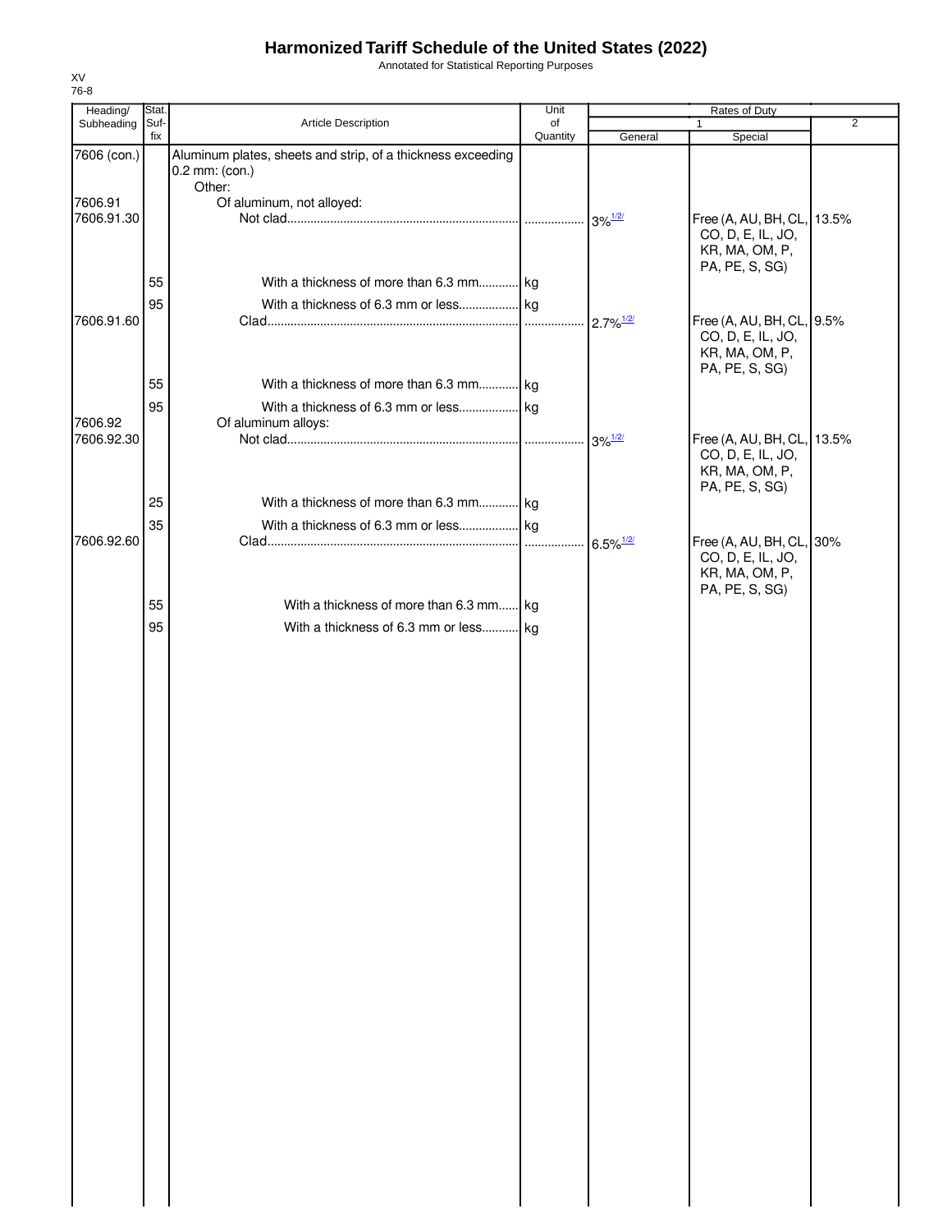# Harmonized Tariff Schedule of the United States (2022)

Annotated for Statistical Reporting Purposes

XV
76-8

| Heading/ Subheading | Stat. Suf- fix | Article Description | Unit of Quantity | Rates of Duty 1 General | Special | 2 |
|---|---|---|---|---|---|---|
| 7606 (con.) | | Aluminum plates, sheets and strip, of a thickness exceeding 0.2 mm: (con.) | | | | |
| | | Other: | | | | |
| 7606.91 | | Of aluminum, not alloyed: | | | | |
| 7606.91.30 | | Not clad | | 3% 1/2/ | Free (A, AU, BH, CL, CO, D, E, IL, JO, KR, MA, OM, P, PA, PE, S, SG) | 13.5% |
| | 55 | With a thickness of more than 6.3 mm | kg | | | |
| | 95 | With a thickness of 6.3 mm or less | kg | | | |
| 7606.91.60 | | Clad | | 2.7% 1/2/ | Free (A, AU, BH, CL, CO, D, E, IL, JO, KR, MA, OM, P, PA, PE, S, SG) | 9.5% |
| | 55 | With a thickness of more than 6.3 mm | kg | | | |
| | 95 | With a thickness of 6.3 mm or less | kg | | | |
| 7606.92 | | Of aluminum alloys: | | | | |
| 7606.92.30 | | Not clad | | 3% 1/2/ | Free (A, AU, BH, CL, CO, D, E, IL, JO, KR, MA, OM, P, PA, PE, S, SG) | 13.5% |
| | 25 | With a thickness of more than 6.3 mm | kg | | | |
| | 35 | With a thickness of 6.3 mm or less | kg | | | |
| 7606.92.60 | | Clad | | 6.5% 1/2/ | Free (A, AU, BH, CL, CO, D, E, IL, JO, KR, MA, OM, P, PA, PE, S, SG) | 30% |
| | 55 | With a thickness of more than 6.3 mm | kg | | | |
| | 95 | With a thickness of 6.3 mm or less | kg | | | |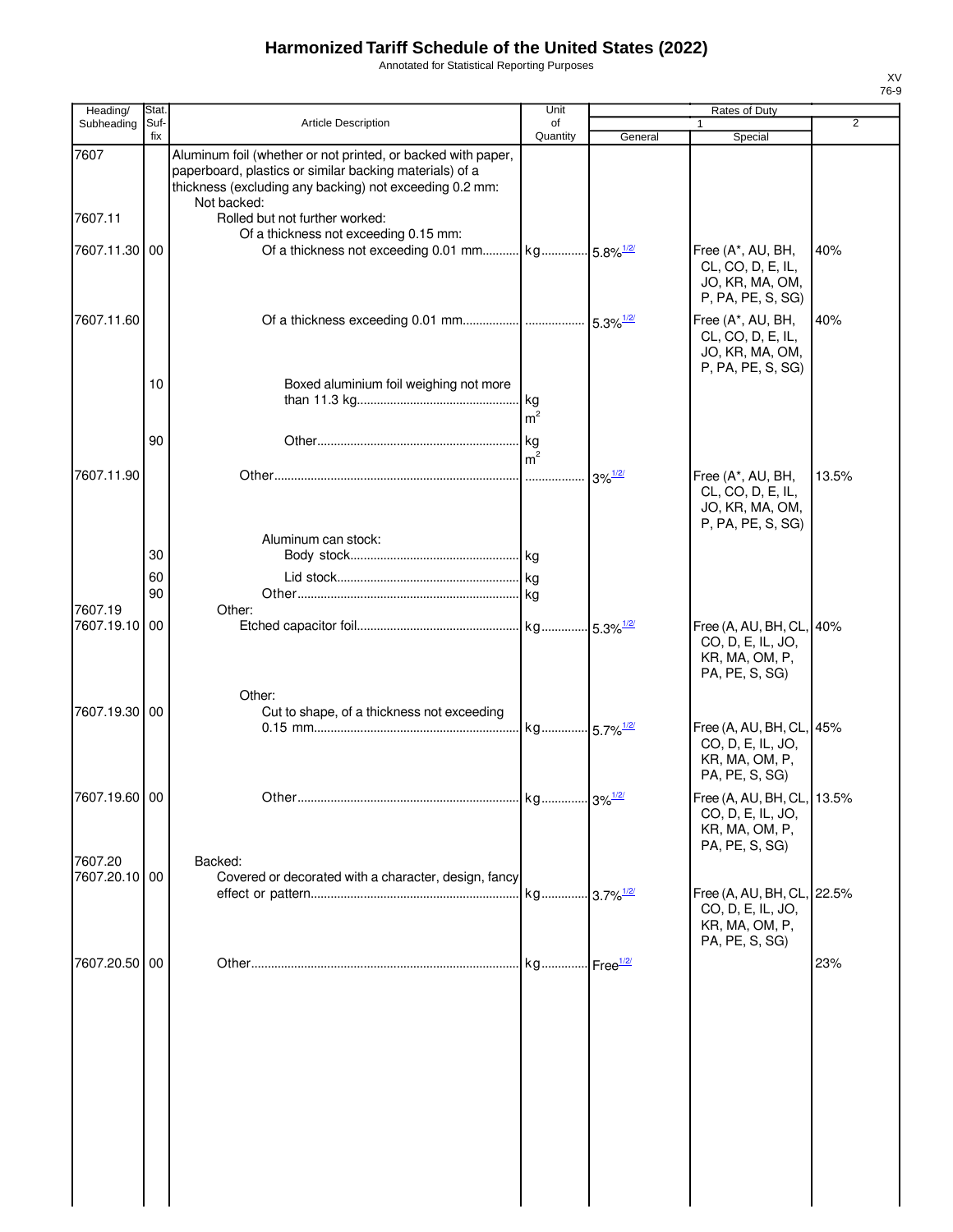# Harmonized Tariff Schedule of the United States (2022)

Annotated for Statistical Reporting Purposes

XV
76-9

| Heading/ Subheading | Stat. Suf- fix | Article Description | Unit of Quantity | Rates of Duty 1 General | Special | 2 |
|---|---|---|---|---|---|---|
| 7607 | | Aluminum foil (whether or not printed, or backed with paper, paperboard, plastics or similar backing materials) of a thickness (excluding any backing) not exceeding 0.2 mm: | | | | |
| | | Not backed: | | | | |
| 7607.11 | | Rolled but not further worked: | | | | |
| | | Of a thickness not exceeding 0.15 mm: | | | | |
| 7607.11.30 | 00 | Of a thickness not exceeding 0.01 mm | kg | 5.8%[1/2/] | Free (A*, AU, BH, CL, CO, D, E, IL, JO, KR, MA, OM, P, PA, PE, S, SG) | 40% |
| 7607.11.60 | | Of a thickness exceeding 0.01 mm | | 5.3%[1/2/] | Free (A*, AU, BH, CL, CO, D, E, IL, JO, KR, MA, OM, P, PA, PE, S, SG) | 40% |
| | 10 | Boxed aluminium foil weighing not more than 11.3 kg | kg $m^2$ | | | |
| | 90 | Other | kg $m^2$ | | | |
| 7607.11.90 | | Other | | 3%[1/2/] | Free (A*, AU, BH, CL, CO, D, E, IL, JO, KR, MA, OM, P, PA, PE, S, SG) | 13.5% |
| | | Aluminum can stock: | | | | |
| | 30 | Body stock | kg | | | |
| | 60 | Lid stock | kg | | | |
| | 90 | Other | kg | | | |
| 7607.19 | | Other: | | | | |
| 7607.19.10 | 00 | Etched capacitor foil | kg | 5.3%[1/2/] | Free (A, AU, BH, CL, CO, D, E, IL, JO, KR, MA, OM, P, PA, PE, S, SG) | 40% |
| | | Other: | | | | |
| 7607.19.30 | 00 | Cut to shape, of a thickness not exceeding 0.15 mm | kg | 5.7%[1/2/] | Free (A, AU, BH, CL, CO, D, E, IL, JO, KR, MA, OM, P, PA, PE, S, SG) | 45% |
| 7607.19.60 | 00 | Other | kg | 3%[1/2/] | Free (A, AU, BH, CL, CO, D, E, IL, JO, KR, MA, OM, P, PA, PE, S, SG) | 13.5% |
| 7607.20 | | Backed: | | | | |
| 7607.20.10 | 00 | Covered or decorated with a character, design, fancy effect or pattern | kg | 3.7%[1/2/] | Free (A, AU, BH, CL, CO, D, E, IL, JO, KR, MA, OM, P, PA, PE, S, SG) | 22.5% |
| 7607.20.50 | 00 | Other | kg | Free[1/2/] | | 23% |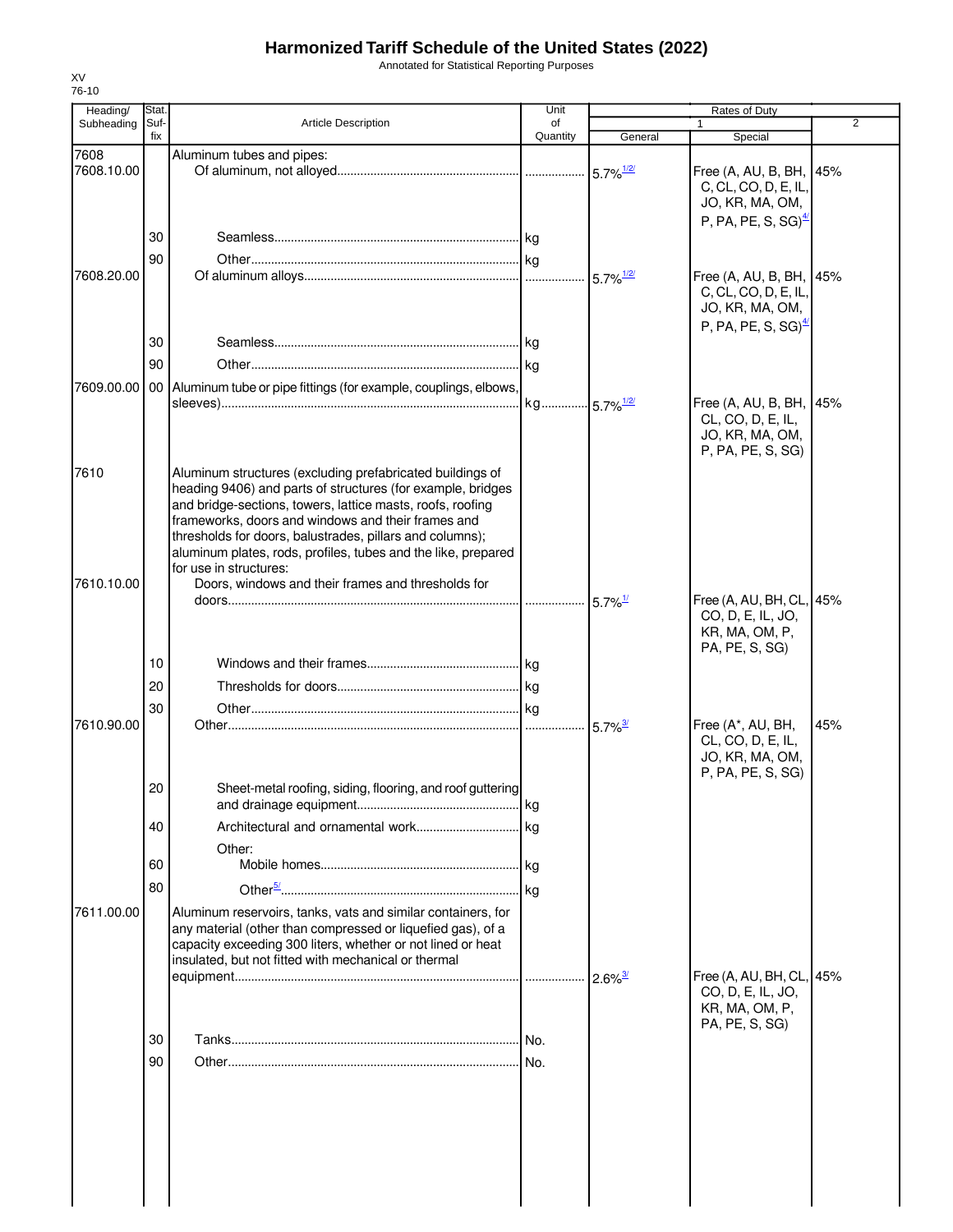# Harmonized Tariff Schedule of the United States (2022)

Annotated for Statistical Reporting Purposes

XV
76-10

| Heading/ Subheading | Stat. Suf- fix | Article Description | Unit of Quantity | Rates of Duty 1 General | Special | 2 |
|---|---|---|---|---|---|---|
| 7608 | | Aluminum tubes and pipes: | | | | |
| 7608.10.00 | | Of aluminum, not alloyed | | 5.7% [1/2/] | Free (A, AU, B, BH, C, CL, CO, D, E, IL, JO, KR, MA, OM, P, PA, PE, S, SG) [4/] | 45% |
| | 30 | Seamless | kg | | | |
| | 90 | Other | kg | | | |
| 7608.20.00 | | Of aluminum alloys | | 5.7% [1/2/] | Free (A, AU, B, BH, C, CL, CO, D, E, IL, JO, KR, MA, OM, P, PA, PE, S, SG) [4/] | 45% |
| | 30 | Seamless | kg | | | |
| | 90 | Other | kg | | | |
| 7609.00.00 | 00 | Aluminum tube or pipe fittings (for example, couplings, elbows, sleeves) | kg | 5.7% [1/2/] | Free (A, AU, B, BH, CL, CO, D, E, IL, JO, KR, MA, OM, P, PA, PE, S, SG) | 45% |
| 7610 | | Aluminum structures (excluding prefabricated buildings of heading 9406) and parts of structures (for example, bridges and bridge-sections, towers, lattice masts, roofs, roofing frameworks, doors and windows and their frames and thresholds for doors, balustrades, pillars and columns); aluminum plates, rods, profiles, tubes and the like, prepared for use in structures: | | | | |
| 7610.10.00 | | Doors, windows and their frames and thresholds for doors | | 5.7% [1/] | Free (A, AU, BH, CL, CO, D, E, IL, JO, KR, MA, OM, P, PA, PE, S, SG) | 45% |
| | 10 | Windows and their frames | kg | | | |
| | 20 | Thresholds for doors | kg | | | |
| | 30 | Other | kg | | | |
| 7610.90.00 | | Other | | 5.7% [3/] | Free (A*, AU, BH, CL, CO, D, E, IL, JO, KR, MA, OM, P, PA, PE, S, SG) | 45% |
| | 20 | Sheet-metal roofing, siding, flooring, and roof guttering and drainage equipment | kg | | | |
| | 40 | Architectural and ornamental work | kg | | | |
| | | Other: | | | | |
| | 60 | Mobile homes | kg | | | |
| | 80 | Other [5/] | kg | | | |
| 7611.00.00 | | Aluminum reservoirs, tanks, vats and similar containers, for any material (other than compressed or liquefied gas), of a capacity exceeding 300 liters, whether or not lined or heat insulated, but not fitted with mechanical or thermal equipment | | 2.6% [3/] | Free (A, AU, BH, CL, CO, D, E, IL, JO, KR, MA, OM, P, PA, PE, S, SG) | 45% |
| | 30 | Tanks | No. | | | |
| | 90 | Other | No. | | | |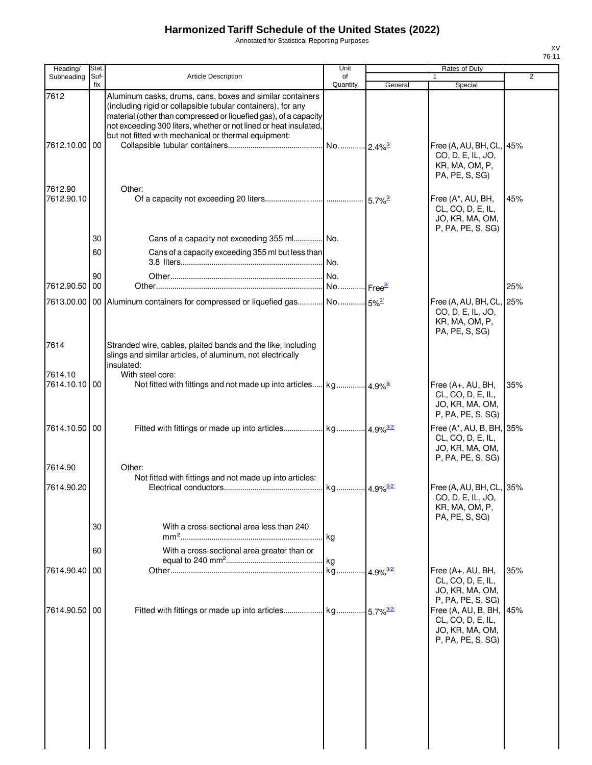# Harmonized Tariff Schedule of the United States (2022)

Annotated for Statistical Reporting Purposes

XV
76-11

| Heading/ Subheading | Stat. Suf- fix | Article Description | Unit of Quantity | Rates of Duty 1 General | Special | 2 |
|---|---|---|---|---|---|---|
| 7612 | | Aluminum casks, drums, cans, boxes and similar containers (including rigid or collapsible tubular containers), for any material (other than compressed or liquefied gas), of a capacity not exceeding 300 liters, whether or not lined or heat insulated, but not fitted with mechanical or thermal equipment: | | | | |
| 7612.10.00 | 00 | Collapsible tubular containers | No. | 2.4%[3/] | Free (A, AU, BH, CL, CO, D, E, IL, JO, KR, MA, OM, P, PA, PE, S, SG) | 45% |
| 7612.90 | | Other: | | | | |
| 7612.90.10 | | Of a capacity not exceeding 20 liters | | 5.7%[3/] | Free (A*, AU, BH, CL, CO, D, E, IL, JO, KR, MA, OM, P, PA, PE, S, SG) | 45% |
| | 30 | Cans of a capacity not exceeding 355 ml | No. | | | |
| | 60 | Cans of a capacity exceeding 355 ml but less than 3.8 liters | No. | | | |
| | 90 | Other | No. | | | |
| 7612.90.50 | 00 | Other | No. | Free[3/] | | 25% |
| 7613.00.00 | 00 | Aluminum containers for compressed or liquefied gas | No. | 5%[3/] | Free (A, AU, BH, CL, CO, D, E, IL, JO, KR, MA, OM, P, PA, PE, S, SG) | 25% |
| 7614 | | Stranded wire, cables, plaited bands and the like, including slings and similar articles, of aluminum, not electrically insulated: | | | | |
| 7614.10 | | With steel core: | | | | |
| 7614.10.10 | 00 | Not fitted with fittings and not made up into articles | kg | 4.9%[6/] | Free (A+, AU, BH, CL, CO, D, E, IL, JO, KR, MA, OM, P, PA, PE, S, SG) | 35% |
| 7614.10.50 | 00 | Fitted with fittings or made up into articles | kg | 4.9%[3/2/] | Free (A*, AU, B, BH, CL, CO, D, E, IL, JO, KR, MA, OM, P, PA, PE, S, SG) | 35% |
| 7614.90 | | Other: | | | | |
| | | Not fitted with fittings and not made up into articles: | | | | |
| 7614.90.20 | | Electrical conductors | kg | 4.9%[6/2/] | Free (A, AU, BH, CL, CO, D, E, IL, JO, KR, MA, OM, P, PA, PE, S, SG) | 35% |
| | 30 | With a cross-sectional area less than 240 $mm^2$ | kg | | | |
| | 60 | With a cross-sectional area greater than or equal to 240 $mm^2$ | kg | | | |
| 7614.90.40 | 00 | Other | kg | 4.9%[3/2/] | Free (A+, AU, BH, CL, CO, D, E, IL, JO, KR, MA, OM, P, PA, PE, S, SG) | 35% |
| 7614.90.50 | 00 | Fitted with fittings or made up into articles | kg | 5.7%[3/2/] | Free (A, AU, B, BH, CL, CO, D, E, IL, JO, KR, MA, OM, P, PA, PE, S, SG) | 45% |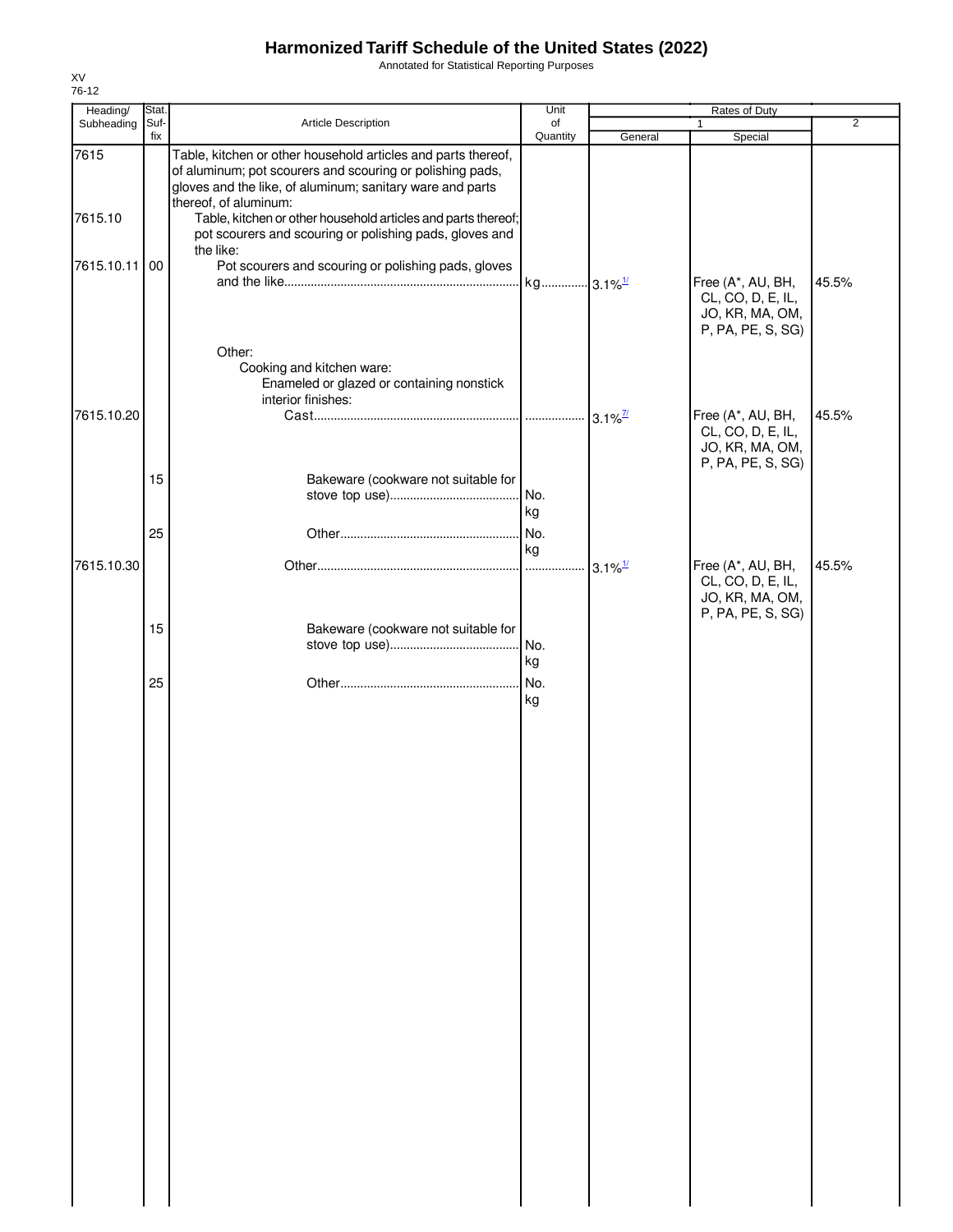# Harmonized Tariff Schedule of the United States (2022)

Annotated for Statistical Reporting Purposes

XV
76-12

| Heading/ Subheading | Stat. Suf- fix | Article Description | Unit of Quantity | Rates of Duty 1 General | Rates of Duty 1 Special | Rates of Duty 2 |
|---|---|---|---|---|---|---|
| 7615 | | Table, kitchen or other household articles and parts thereof, of aluminum; pot scourers and scouring or polishing pads, gloves and the like, of aluminum; sanitary ware and parts thereof, of aluminum: | | | | |
| 7615.10 | | Table, kitchen or other household articles and parts thereof; pot scourers and scouring or polishing pads, gloves and the like: | | | | |
| 7615.10.11 | 00 | Pot scourers and scouring or polishing pads, gloves and the like | kg | 3.1% [1/] | Free (A*, AU, BH, CL, CO, D, E, IL, JO, KR, MA, OM, P, PA, PE, S, SG) | 45.5% |
| | | Other: | | | | |
| | | Cooking and kitchen ware: | | | | |
| | | Enameled or glazed or containing nonstick interior finishes: | | | | |
| 7615.10.20 | | Cast | | 3.1% [7/] | Free (A*, AU, BH, CL, CO, D, E, IL, JO, KR, MA, OM, P, PA, PE, S, SG) | 45.5% |
| | 15 | Bakeware (cookware not suitable for stove top use) | No. kg | | | |
| | 25 | Other | No. kg | | | |
| 7615.10.30 | | Other | | 3.1% [1/] | Free (A*, AU, BH, CL, CO, D, E, IL, JO, KR, MA, OM, P, PA, PE, S, SG) | 45.5% |
| | 15 | Bakeware (cookware not suitable for stove top use) | No. kg | | | |
| | 25 | Other | No. kg | | | |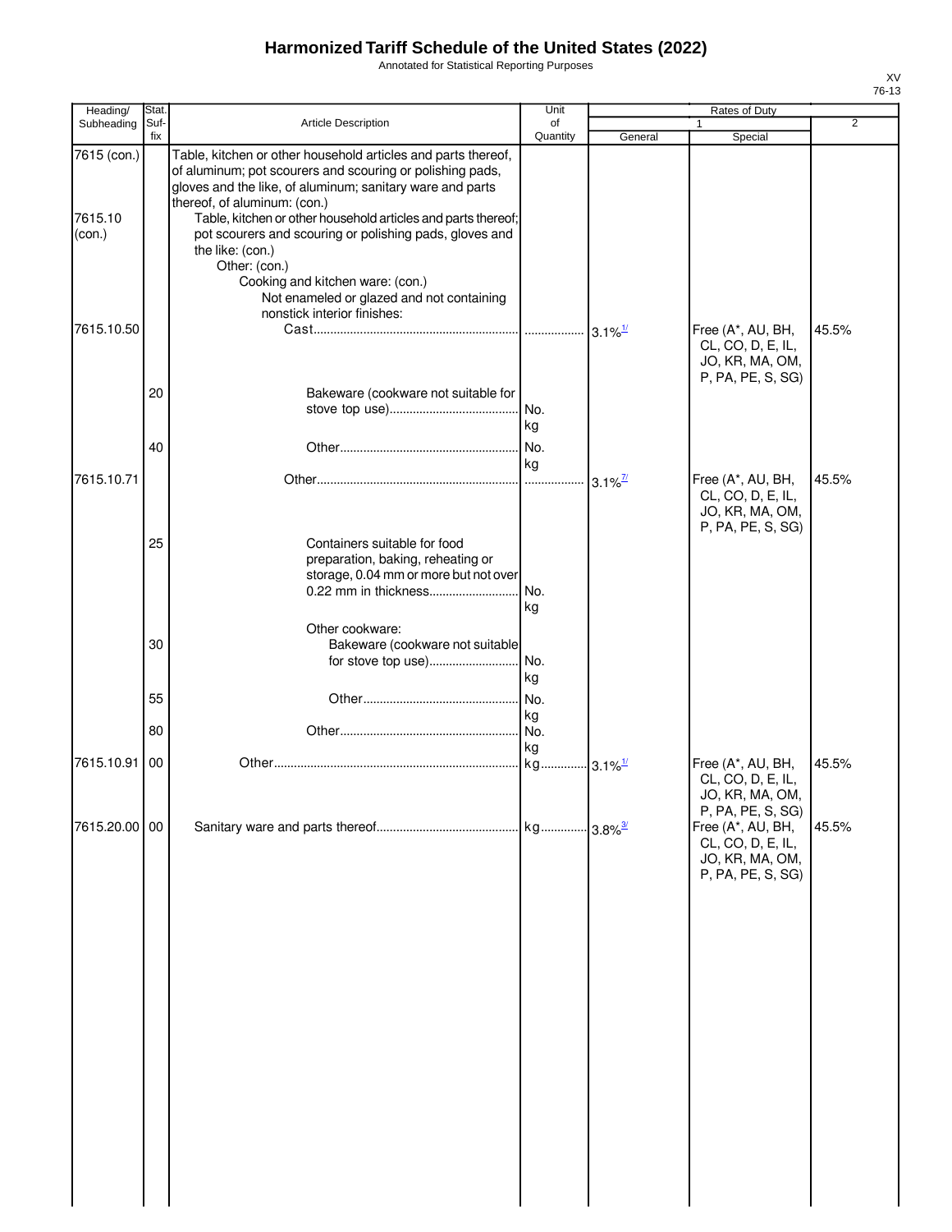# Harmonized Tariff Schedule of the United States (2022)

Annotated for Statistical Reporting Purposes

XV
76-13

| Heading/ Subheading | Stat. Suf- fix | Article Description | Unit of Quantity | Rates of Duty 1 General | Special | 2 |
|---|---|---|---|---|---|---|
| 7615 (con.) | | Table, kitchen or other household articles and parts thereof, of aluminum; pot scourers and scouring or polishing pads, gloves and the like, of aluminum; sanitary ware and parts thereof, of aluminum: (con.) | | | | |
| 7615.10 (con.) | | Table, kitchen or other household articles and parts thereof; pot scourers and scouring or polishing pads, gloves and the like: (con.) | | | | |
| | | Other: (con.) | | | | |
| | | Cooking and kitchen ware: (con.) | | | | |
| | | Not enameled or glazed and not containing nonstick interior finishes: | | | | |
| 7615.10.50 | | Cast | | 3.1%[1/] | Free (A*, AU, BH, CL, CO, D, E, IL, JO, KR, MA, OM, P, PA, PE, S, SG) | 45.5% |
| | 20 | Bakeware (cookware not suitable for stove top use) | No. kg | | | |
| | 40 | Other | No. kg | | | |
| 7615.10.71 | | Other | | 3.1%[7/] | Free (A*, AU, BH, CL, CO, D, E, IL, JO, KR, MA, OM, P, PA, PE, S, SG) | 45.5% |
| | 25 | Containers suitable for food preparation, baking, reheating or storage, 0.04 mm or more but not over 0.22 mm in thickness | No. kg | | | |
| | | Other cookware: | | | | |
| | 30 | Bakeware (cookware not suitable for stove top use) | No. kg | | | |
| | 55 | Other | No. kg | | | |
| | 80 | Other | No. kg | | | |
| 7615.10.91 | 00 | Other | kg | 3.1%[1/] | Free (A*, AU, BH, CL, CO, D, E, IL, JO, KR, MA, OM, P, PA, PE, S, SG) | 45.5% |
| 7615.20.00 | 00 | Sanitary ware and parts thereof | kg | 3.8%[3/] | Free (A*, AU, BH, CL, CO, D, E, IL, JO, KR, MA, OM, P, PA, PE, S, SG) | 45.5% |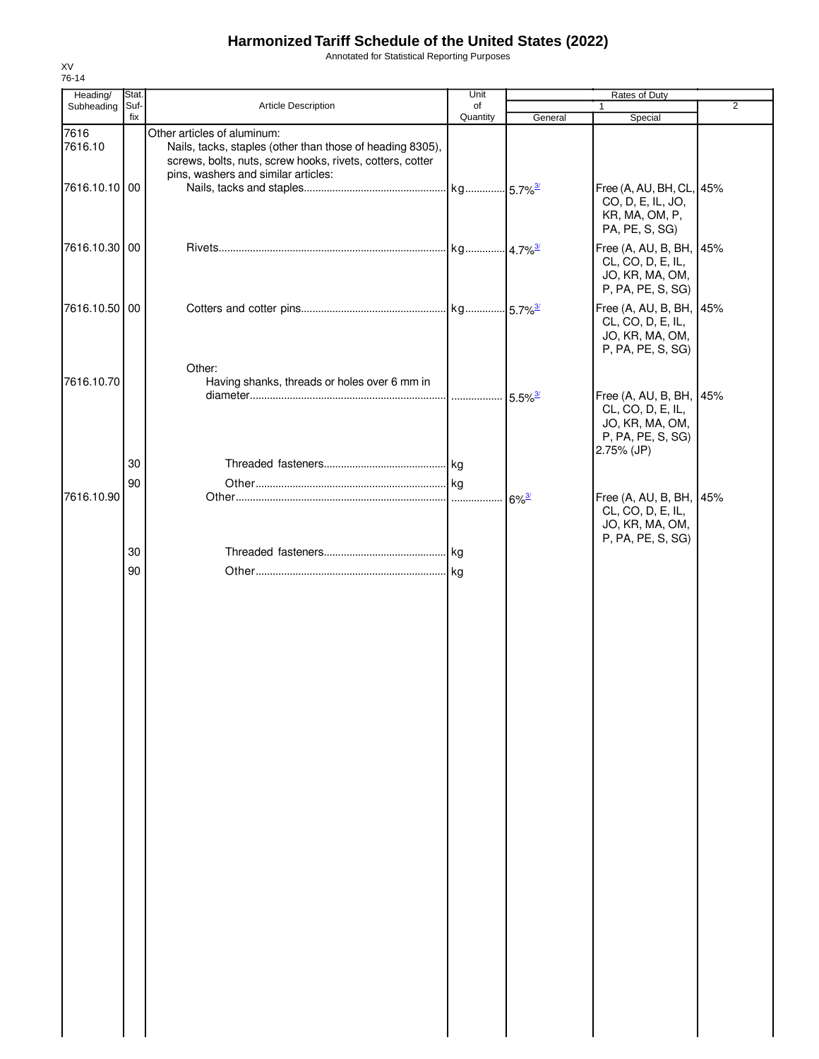# Harmonized Tariff Schedule of the United States (2022)

Annotated for Statistical Reporting Purposes

XV
76-14

| Heading/ Subheading | Stat. Suf- fix | Article Description | Unit of Quantity | Rates of Duty 1 General | Special | 2 |
|---|---|---|---|---|---|---|
| 7616 | | Other articles of aluminum: | | | | |
| 7616.10 | | Nails, tacks, staples (other than those of heading 8305), screws, bolts, nuts, screw hooks, rivets, cotters, cotter pins, washers and similar articles: | | | | |
| 7616.10.10 | 00 | Nails, tacks and staples | kg | 5.7% [3/] | Free (A, AU, BH, CL, CO, D, E, IL, JO, KR, MA, OM, P, PA, PE, S, SG) | 45% |
| 7616.10.30 | 00 | Rivets | kg | 4.7% [3/] | Free (A, AU, B, BH, CL, CO, D, E, IL, JO, KR, MA, OM, P, PA, PE, S, SG) | 45% |
| 7616.10.50 | 00 | Cotters and cotter pins | kg | 5.7% [3/] | Free (A, AU, B, BH, CL, CO, D, E, IL, JO, KR, MA, OM, P, PA, PE, S, SG) | 45% |
| | | Other: | | | | |
| 7616.10.70 | | Having shanks, threads or holes over 6 mm in diameter | | 5.5% [3/] | Free (A, AU, B, BH, CL, CO, D, E, IL, JO, KR, MA, OM, P, PA, PE, S, SG) 2.75% (JP) | 45% |
| | 30 | Threaded fasteners | kg | | | |
| | 90 | Other | kg | | | |
| 7616.10.90 | | Other | | 6% [3/] | Free (A, AU, B, BH, CL, CO, D, E, IL, JO, KR, MA, OM, P, PA, PE, S, SG) | 45% |
| | 30 | Threaded fasteners | kg | | | |
| | 90 | Other | kg | | | |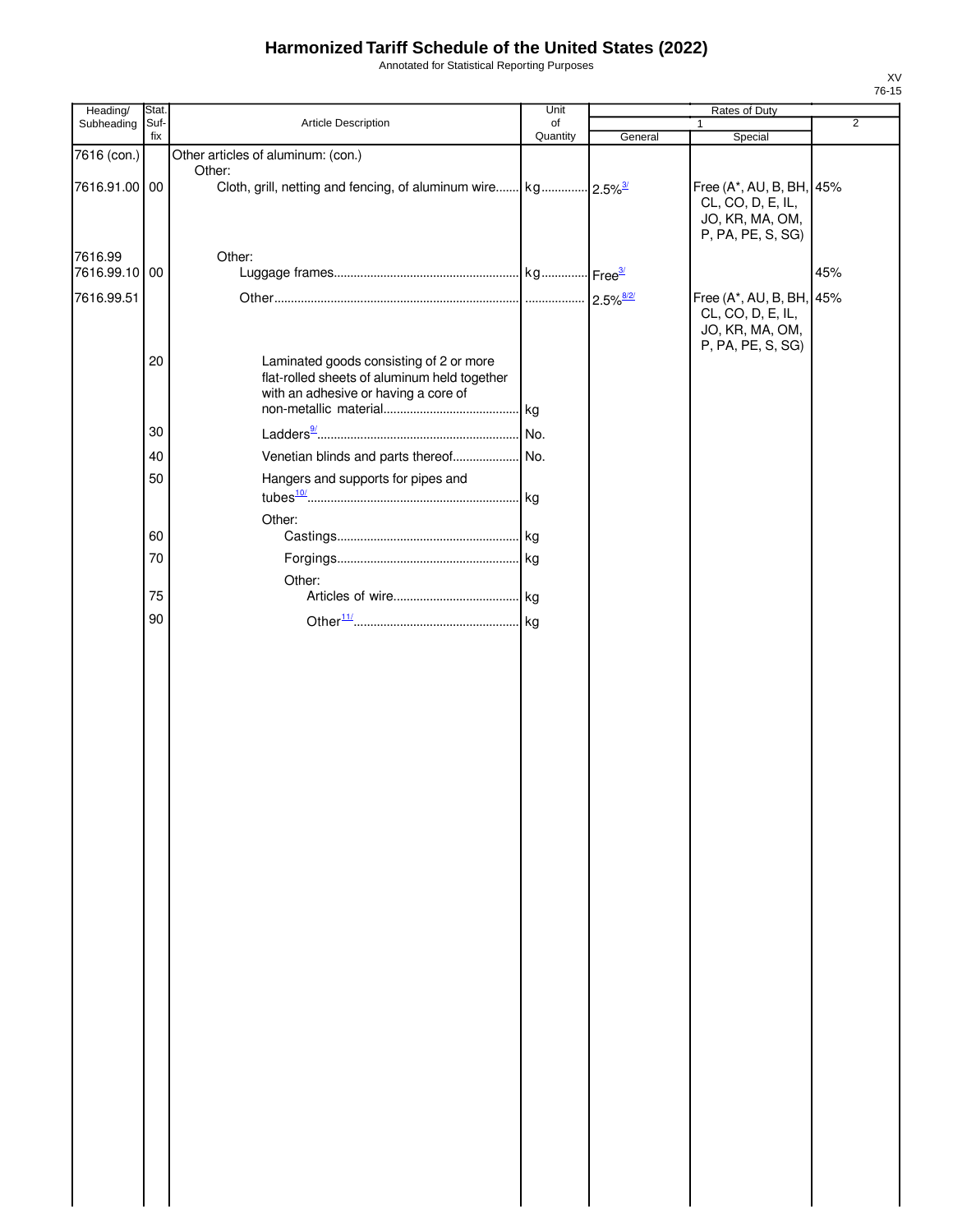# Harmonized Tariff Schedule of the United States (2022)

Annotated for Statistical Reporting Purposes

XV
76-15

| Heading/ Subheading | Stat. Suf- fix | Article Description | Unit of Quantity | Rates of Duty 1 General | Rates of Duty 1 Special | Rates of Duty 2 |
|---|---|---|---|---|---|---|
| 7616 (con.) | | Other articles of aluminum: (con.) | | | | |
| | | Other: | | | | |
| 7616.91.00 | 00 | Cloth, grill, netting and fencing, of aluminum wire | kg | 2.5%[3/] | Free (A*, AU, B, BH, CL, CO, D, E, IL, JO, KR, MA, OM, P, PA, PE, S, SG) | 45% |
| 7616.99 | | Other: | | | | |
| 7616.99.10 | 00 | Luggage frames | kg | Free[3/] | | 45% |
| 7616.99.51 | | Other | | 2.5%[8/2/] | Free (A*, AU, B, BH, CL, CO, D, E, IL, JO, KR, MA, OM, P, PA, PE, S, SG) | 45% |
| | 20 | Laminated goods consisting of 2 or more flat-rolled sheets of aluminum held together with an adhesive or having a core of non-metallic material | kg | | | |
| | 30 | Ladders[9/] | No. | | | |
| | 40 | Venetian blinds and parts thereof | No. | | | |
| | 50 | Hangers and supports for pipes and tubes[10/] | kg | | | |
| | | Other: | | | | |
| | 60 | Castings | kg | | | |
| | 70 | Forgings | kg | | | |
| | | Other: | | | | |
| | 75 | Articles of wire | kg | | | |
| | 90 | Other[11/] | kg | | | |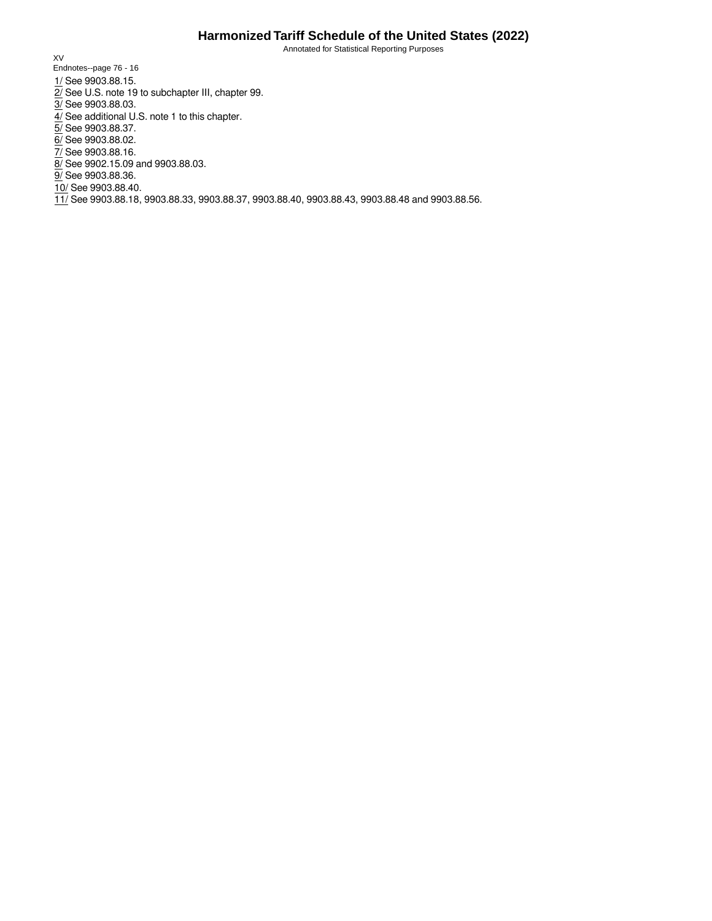1/ See 9903.88.15.
2/ See U.S. note 19 to subchapter III, chapter 99.
3/ See 9903.88.03.
4/ See additional U.S. note 1 to this chapter.
5/ See 9903.88.37.
6/ See 9903.88.02.
7/ See 9903.88.16.
8/ See 9902.15.09 and 9903.88.03.
9/ See 9903.88.36.
10/ See 9903.88.40.
11/ See 9903.88.18, 9903.88.33, 9903.88.37, 9903.88.40, 9903.88.43, 9903.88.48 and 9903.88.56.